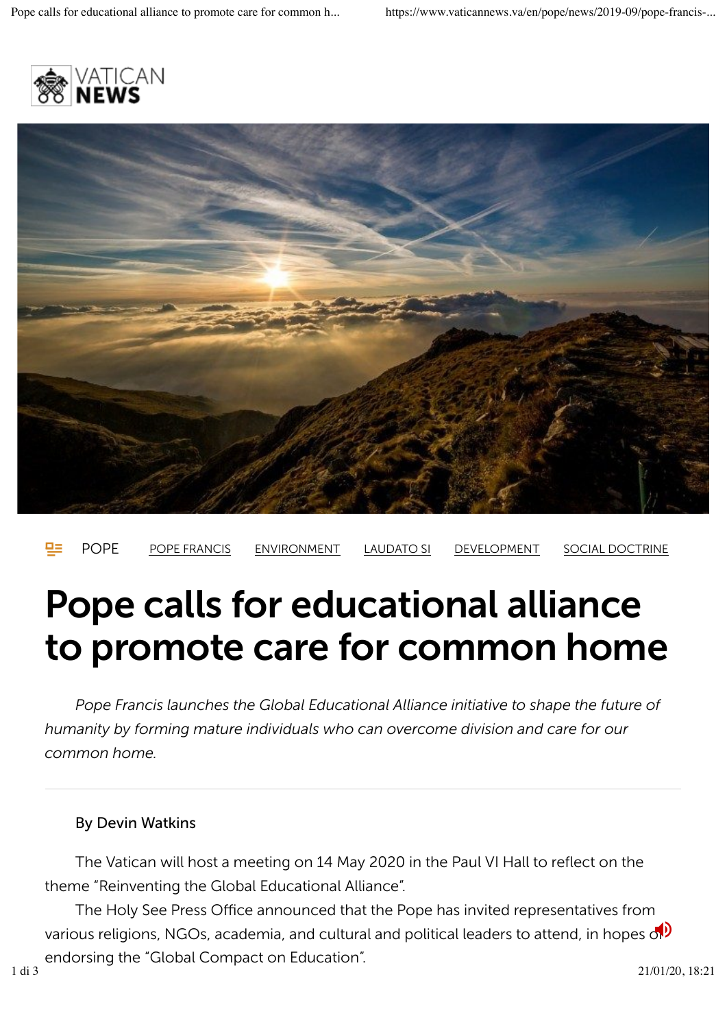VATICAN NEWS

POPE | POPE FRANCIS | ENVIRONMENT | LAUDATO SI | DEVELOPMENT | SOCIAL DOCTRINE

# Pope calls for educational alliance to promote care for common home

*Pope Francis launches the Global Educational Alliance initiative to shape the future of humanity by forming mature individuals who can overcome division and care for our common home.*

By Devin Watkins

The Vatican will host a meeting on 14 May 2020 in the Paul VI Hall to reflect on the theme "Reinventing the Global Educational Alliance".

The Holy See Press Office announced that the Pope has invited representatives from various religions, NGOs, academia, and cultural and political leaders to attend, in hopes of endorsing the "Global Compact on Education".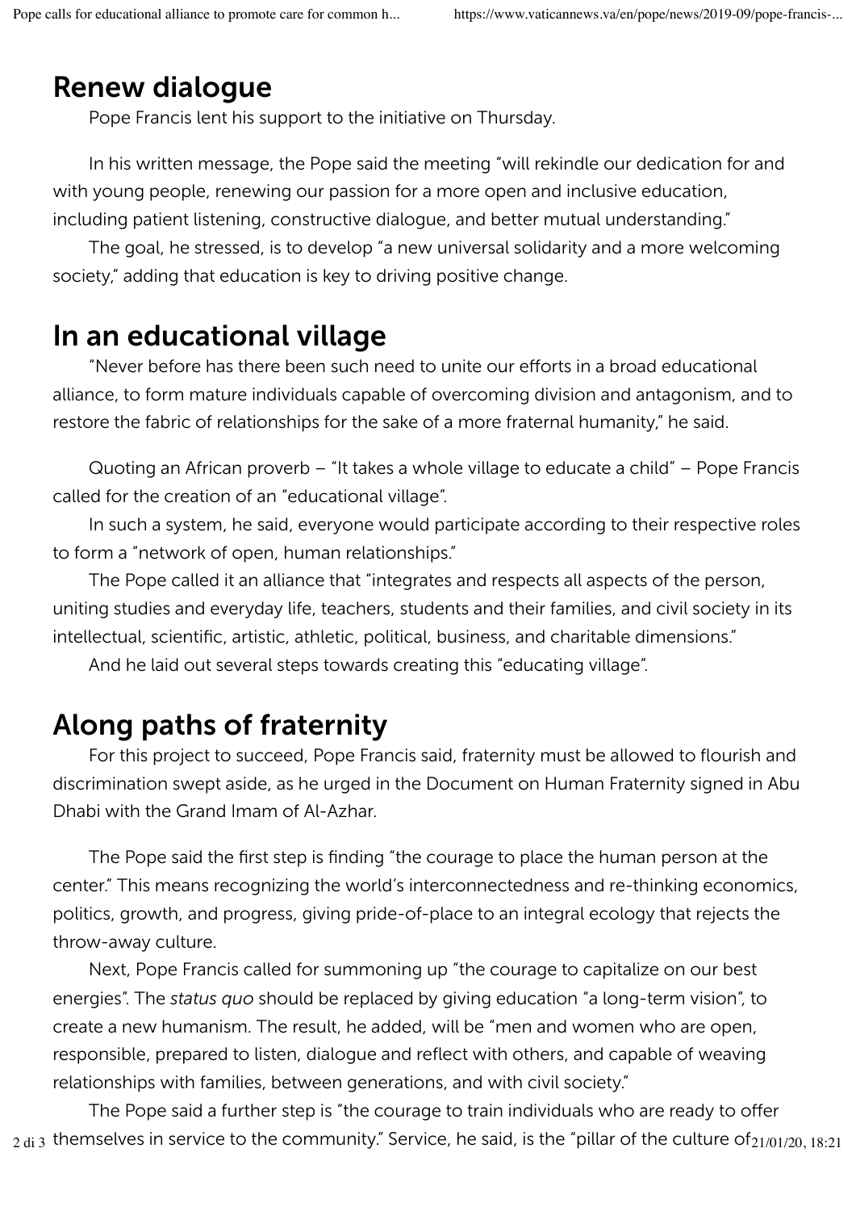## Renew dialogue

Pope Francis lent his support to the initiative on Thursday.

In his written message, the Pope said the meeting "will rekindle our dedication for and with young people, renewing our passion for a more open and inclusive education, including patient listening, constructive dialogue, and better mutual understanding."

The goal, he stressed, is to develop "a new universal solidarity and a more welcoming society," adding that education is key to driving positive change.

## In an educational village

"Never before has there been such need to unite our efforts in a broad educational alliance, to form mature individuals capable of overcoming division and antagonism, and to restore the fabric of relationships for the sake of a more fraternal humanity," he said.

Quoting an African proverb – "It takes a whole village to educate a child" – Pope Francis called for the creation of an "educational village".

In such a system, he said, everyone would participate according to their respective roles to form a "network of open, human relationships."

The Pope called it an alliance that "integrates and respects all aspects of the person, uniting studies and everyday life, teachers, students and their families, and civil society in its intellectual, scientific, artistic, athletic, political, business, and charitable dimensions."

And he laid out several steps towards creating this "educating village".

## Along paths of fraternity

For this project to succeed, Pope Francis said, fraternity must be allowed to flourish and discrimination swept aside, as he urged in the Document on Human Fraternity signed in Abu Dhabi with the Grand Imam of Al-Azhar.

The Pope said the first step is finding "the courage to place the human person at the center." This means recognizing the world's interconnectedness and re-thinking economics, politics, growth, and progress, giving pride-of-place to an integral ecology that rejects the throw-away culture.

Next, Pope Francis called for summoning up "the courage to capitalize on our best energies". The *status quo* should be replaced by giving education "a long-term vision", to create a new humanism. The result, he added, will be "men and women who are open, responsible, prepared to listen, dialogue and reflect with others, and capable of weaving relationships with families, between generations, and with civil society."

The Pope said a further step is "the courage to train individuals who are ready to offer themselves in service to the community." Service, he said, is the "pillar of the culture of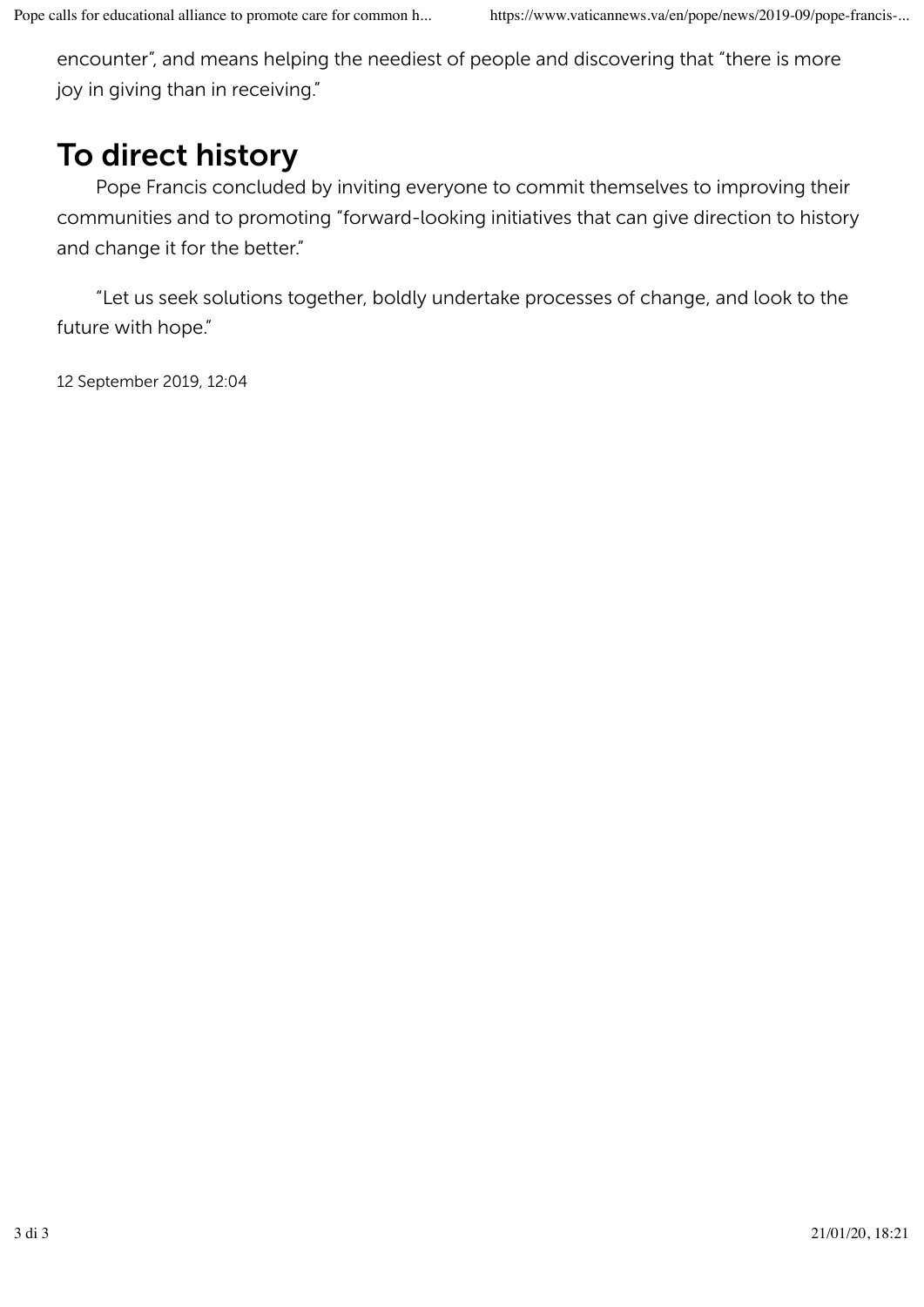encounter", and means helping the neediest of people and discovering that "there is more joy in giving than in receiving."

## To direct history

Pope Francis concluded by inviting everyone to commit themselves to improving their communities and to promoting "forward-looking initiatives that can give direction to history and change it for the better."

"Let us seek solutions together, boldly undertake processes of change, and look to the future with hope."

12 September 2019, 12:04